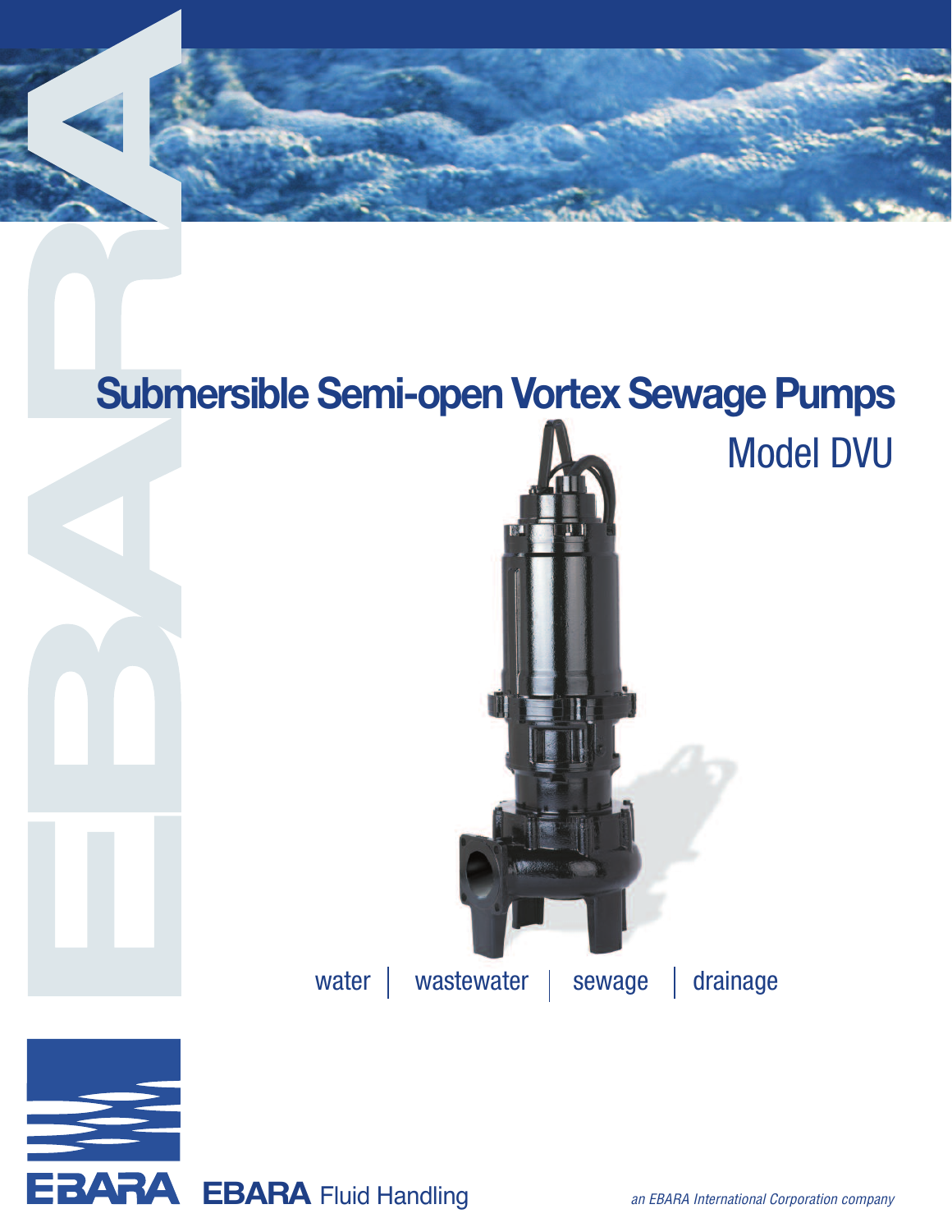# Submersible Semi-open Vortex Sewage Pumps

## Model DVU

water | wastewater | sewage | drainage

EBARA Fluid Handling

*an EBARA International Corporation company*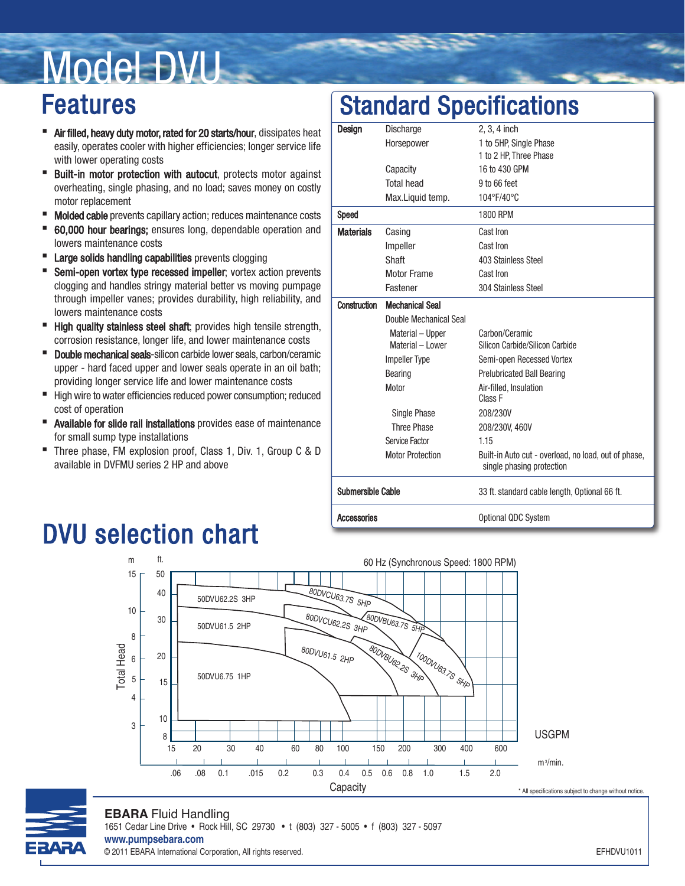# Model DVU

## Features

- **Air filled, heavy duty motor, rated for 20 starts/hour**, dissipates heat easily, operates cooler with higher efficiencies; longer service life with lower operating costs
- **Built-in motor protection with autocut**, protects motor against overheating, single phasing, and no load; saves money on costly motor replacement
- **Molded cable** prevents capillary action; reduces maintenance costs
- **60,000 hour bearings;** ensures long, dependable operation and lowers maintenance costs
- **Large solids handling capabilities** prevents clogging
- **Semi-open vortex type recessed impeller**; vortex action prevents clogging and handles stringy material better vs moving pumpage through impeller vanes; provides durability, high reliability, and lowers maintenance costs
- **High quality stainless steel shaft**; provides high tensile strength, corrosion resistance, longer life, and lower maintenance costs
- **Double mechanical seals**-silicon carbide lower seals, carbon/ceramic upper - hard faced upper and lower seals operate in an oil bath; providing longer service life and lower maintenance costs
- High wire to water efficiencies reduced power consumption; reduced cost of operation
- **Available for slide rail installations** provides ease of maintenance for small sump type installations
- Three phase, FM explosion proof, Class 1, Div. 1, Group C & D available in DVFMU series 2 HP and above

## Standard Specifications

| | | |
|---|---|---|
| **Design** | Discharge | 2, 3, 4 inch |
| | Horsepower | 1 to 5HP, Single Phase<br>1 to 2 HP, Three Phase |
| | Capacity | 16 to 430 GPM |
| | Total head | 9 to 66 feet |
| | Max.Liquid temp. | 104°F/40°C |
| **Speed** | | 1800 RPM |
| **Materials** | Casing | Cast Iron |
| | Impeller | Cast Iron |
| | Shaft | 403 Stainless Steel |
| | Motor Frame | Cast Iron |
| | Fastener | 304 Stainless Steel |
| **Construction** | **Mechanical Seal** | |
| | Double Mechanical Seal | |
| | Material – Upper | Carbon/Ceramic |
| | Material – Lower | Silicon Carbide/Silicon Carbide |
| | Impeller Type | Semi-open Recessed Vortex |
| | Bearing | Prelubricated Ball Bearing |
| | Motor | Air-filled, Insulation Class F |
| | Single Phase | 208/230V |
| | Three Phase | 208/230V, 460V |
| | Service Factor | 1.15 |
| | Motor Protection | Built-in Auto cut - overload, no load, out of phase, single phasing protection |
| **Submersible Cable** | | 33 ft. standard cable length, Optional 66 ft. |
| **Accessories** | | Optional QDC System |

## DVU selection chart

60 Hz (Synchronous Speed: 1800 RPM)

Total Head (m / ft.)

m: 15, 10, 8, 6, 5, 4, 3

ft.: 50, 40, 30, 20, 15, 10, 8

50DVU62.2S 3HP

50DVU61.5 2HP

50DVU6.75 1HP

80DVCU63.7S 5HP

80DVCU62.2S 3HP

80DVBU63.7S 5HP

80DVU61.5 2HP

80DVBU62.2S 3HP

100DVU63.7S 5HP

USGPM: 15, 20, 30, 40, 60, 80, 100, 150, 200, 300, 400, 600

m³/min.: .06, .08, 0.1, .015, 0.2, 0.3, 0.4, 0.5, 0.6, 0.8, 1.0, 1.5, 2.0

Capacity

\* All specifications subject to change without notice.

**EBARA** Fluid Handling
1651 Cedar Line Drive • Rock Hill, SC 29730 • t (803) 327 - 5005 • f (803) 327 - 5097
**www.pumpsebara.com**
© 2011 EBARA International Corporation, All rights reserved.

EFHDVU1011